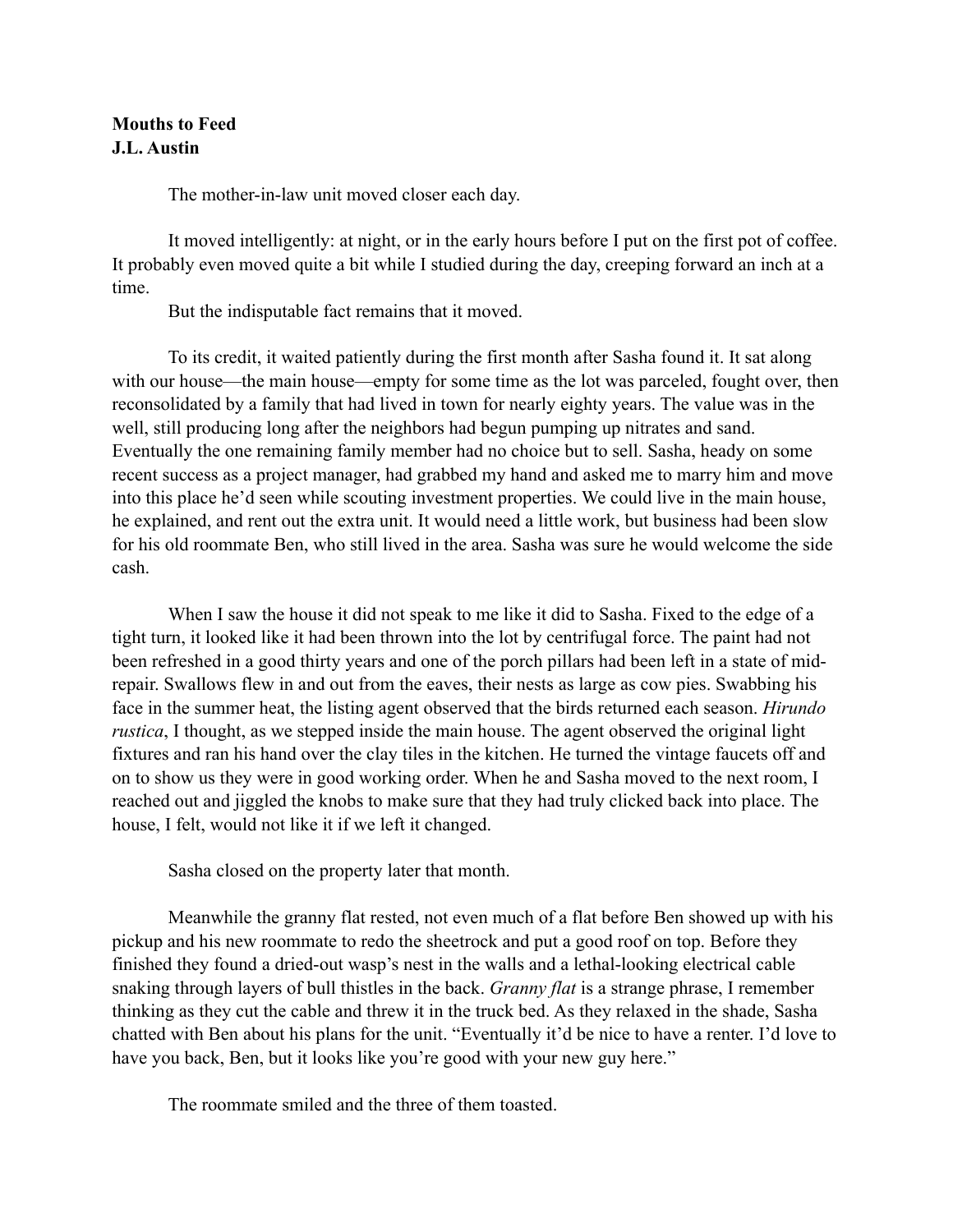**Mouths to Feed**
**J.L. Austin**

The mother-in-law unit moved closer each day.

It moved intelligently: at night, or in the early hours before I put on the first pot of coffee. It probably even moved quite a bit while I studied during the day, creeping forward an inch at a time.

But the indisputable fact remains that it moved.

To its credit, it waited patiently during the first month after Sasha found it. It sat along with our house—the main house—empty for some time as the lot was parceled, fought over, then reconsolidated by a family that had lived in town for nearly eighty years. The value was in the well, still producing long after the neighbors had begun pumping up nitrates and sand. Eventually the one remaining family member had no choice but to sell. Sasha, heady on some recent success as a project manager, had grabbed my hand and asked me to marry him and move into this place he'd seen while scouting investment properties. We could live in the main house, he explained, and rent out the extra unit. It would need a little work, but business had been slow for his old roommate Ben, who still lived in the area. Sasha was sure he would welcome the side cash.

When I saw the house it did not speak to me like it did to Sasha. Fixed to the edge of a tight turn, it looked like it had been thrown into the lot by centrifugal force. The paint had not been refreshed in a good thirty years and one of the porch pillars had been left in a state of mid-repair. Swallows flew in and out from the eaves, their nests as large as cow pies. Swabbing his face in the summer heat, the listing agent observed that the birds returned each season. *Hirundo rustica*, I thought, as we stepped inside the main house. The agent observed the original light fixtures and ran his hand over the clay tiles in the kitchen. He turned the vintage faucets off and on to show us they were in good working order. When he and Sasha moved to the next room, I reached out and jiggled the knobs to make sure that they had truly clicked back into place. The house, I felt, would not like it if we left it changed.

Sasha closed on the property later that month.

Meanwhile the granny flat rested, not even much of a flat before Ben showed up with his pickup and his new roommate to redo the sheetrock and put a good roof on top. Before they finished they found a dried-out wasp's nest in the walls and a lethal-looking electrical cable snaking through layers of bull thistles in the back. *Granny flat* is a strange phrase, I remember thinking as they cut the cable and threw it in the truck bed. As they relaxed in the shade, Sasha chatted with Ben about his plans for the unit. "Eventually it'd be nice to have a renter. I'd love to have you back, Ben, but it looks like you're good with your new guy here."

The roommate smiled and the three of them toasted.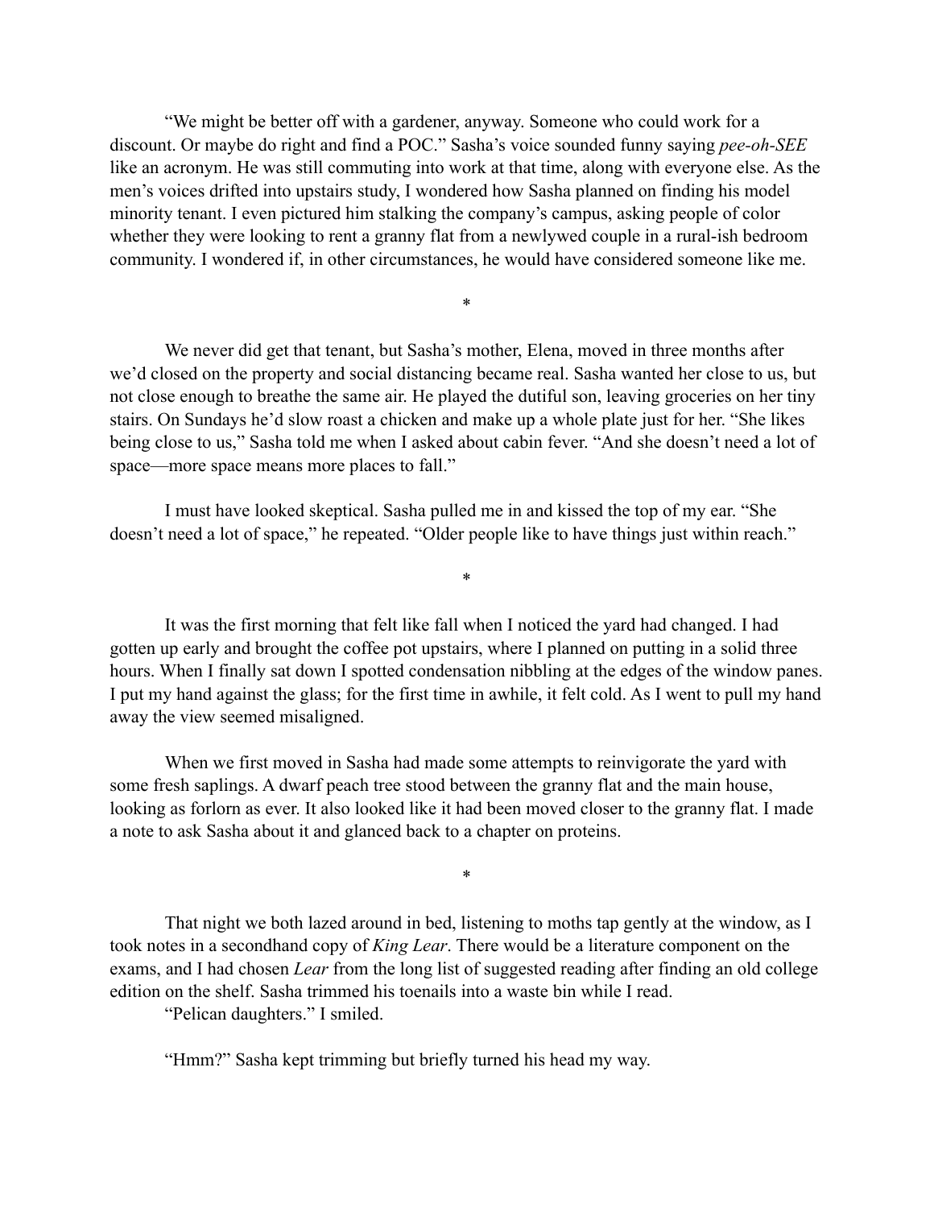"We might be better off with a gardener, anyway. Someone who could work for a discount. Or maybe do right and find a POC." Sasha's voice sounded funny saying *pee-oh-SEE* like an acronym. He was still commuting into work at that time, along with everyone else. As the men's voices drifted into upstairs study, I wondered how Sasha planned on finding his model minority tenant. I even pictured him stalking the company's campus, asking people of color whether they were looking to rent a granny flat from a newlywed couple in a rural-ish bedroom community. I wondered if, in other circumstances, he would have considered someone like me.

*

We never did get that tenant, but Sasha's mother, Elena, moved in three months after we'd closed on the property and social distancing became real. Sasha wanted her close to us, but not close enough to breathe the same air. He played the dutiful son, leaving groceries on her tiny stairs. On Sundays he'd slow roast a chicken and make up a whole plate just for her. "She likes being close to us," Sasha told me when I asked about cabin fever. "And she doesn't need a lot of space—more space means more places to fall."

I must have looked skeptical. Sasha pulled me in and kissed the top of my ear. "She doesn't need a lot of space," he repeated. "Older people like to have things just within reach."

*

It was the first morning that felt like fall when I noticed the yard had changed. I had gotten up early and brought the coffee pot upstairs, where I planned on putting in a solid three hours. When I finally sat down I spotted condensation nibbling at the edges of the window panes. I put my hand against the glass; for the first time in awhile, it felt cold. As I went to pull my hand away the view seemed misaligned.

When we first moved in Sasha had made some attempts to reinvigorate the yard with some fresh saplings. A dwarf peach tree stood between the granny flat and the main house, looking as forlorn as ever. It also looked like it had been moved closer to the granny flat. I made a note to ask Sasha about it and glanced back to a chapter on proteins.

*

That night we both lazed around in bed, listening to moths tap gently at the window, as I took notes in a secondhand copy of *King Lear*. There would be a literature component on the exams, and I had chosen *Lear* from the long list of suggested reading after finding an old college edition on the shelf. Sasha trimmed his toenails into a waste bin while I read.

"Pelican daughters." I smiled.

"Hmm?" Sasha kept trimming but briefly turned his head my way.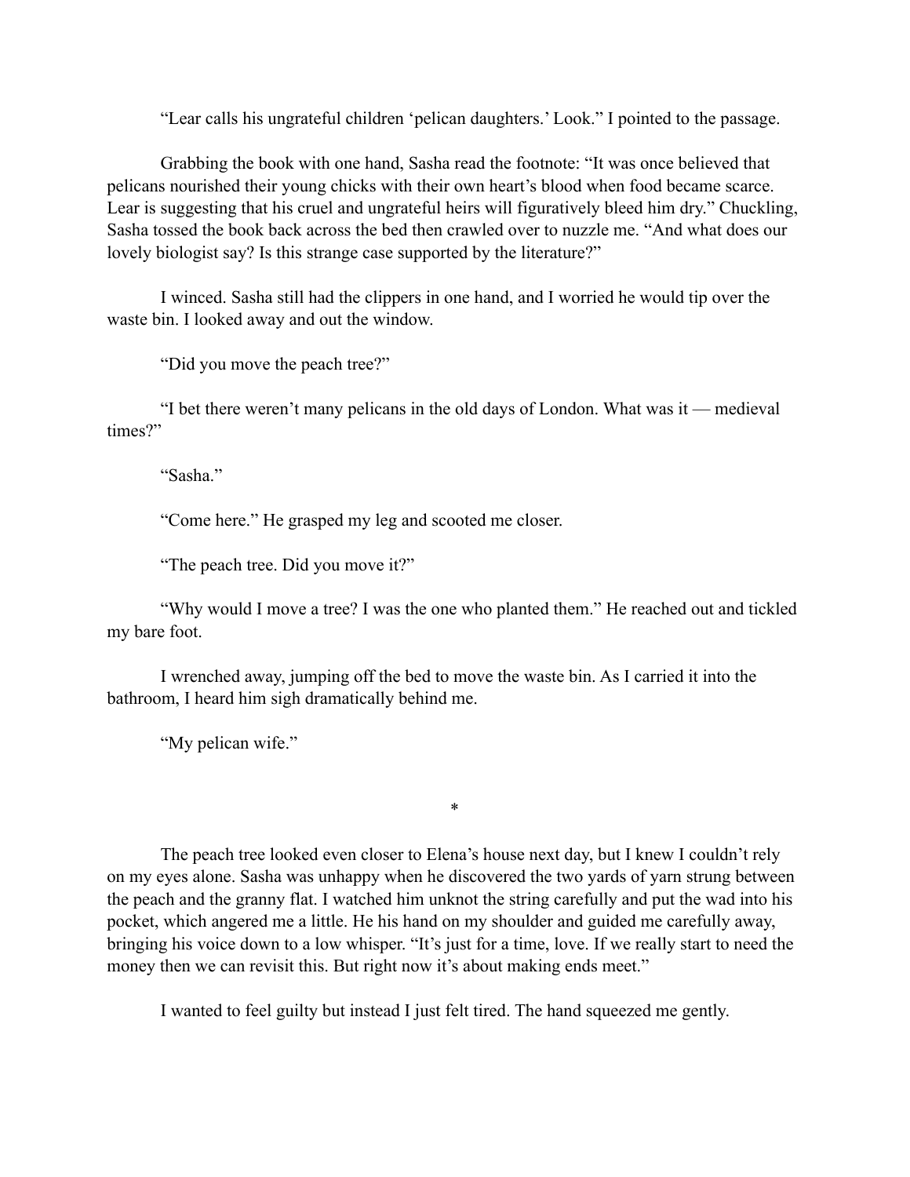"Lear calls his ungrateful children 'pelican daughters.' Look." I pointed to the passage.

Grabbing the book with one hand, Sasha read the footnote: "It was once believed that pelicans nourished their young chicks with their own heart's blood when food became scarce. Lear is suggesting that his cruel and ungrateful heirs will figuratively bleed him dry." Chuckling, Sasha tossed the book back across the bed then crawled over to nuzzle me. "And what does our lovely biologist say? Is this strange case supported by the literature?"

I winced. Sasha still had the clippers in one hand, and I worried he would tip over the waste bin. I looked away and out the window.

"Did you move the peach tree?"

"I bet there weren't many pelicans in the old days of London. What was it — medieval times?"

"Sasha."

"Come here." He grasped my leg and scooted me closer.

"The peach tree. Did you move it?"

"Why would I move a tree? I was the one who planted them." He reached out and tickled my bare foot.

I wrenched away, jumping off the bed to move the waste bin. As I carried it into the bathroom, I heard him sigh dramatically behind me.

"My pelican wife."

*

The peach tree looked even closer to Elena's house next day, but I knew I couldn't rely on my eyes alone. Sasha was unhappy when he discovered the two yards of yarn strung between the peach and the granny flat. I watched him unknot the string carefully and put the wad into his pocket, which angered me a little. He his hand on my shoulder and guided me carefully away, bringing his voice down to a low whisper. "It's just for a time, love. If we really start to need the money then we can revisit this. But right now it's about making ends meet."

I wanted to feel guilty but instead I just felt tired. The hand squeezed me gently.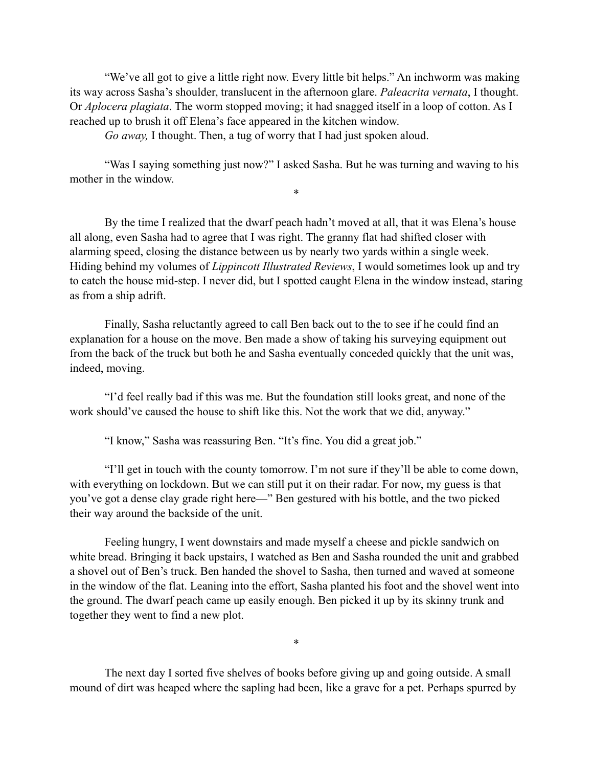"We've all got to give a little right now. Every little bit helps." An inchworm was making its way across Sasha's shoulder, translucent in the afternoon glare. *Paleacrita vernata*, I thought. Or *Aplocera plagiata*. The worm stopped moving; it had snagged itself in a loop of cotton. As I reached up to brush it off Elena's face appeared in the kitchen window.

*Go away,* I thought. Then, a tug of worry that I had just spoken aloud.

"Was I saying something just now?" I asked Sasha. But he was turning and waving to his mother in the window.

*

By the time I realized that the dwarf peach hadn't moved at all, that it was Elena's house all along, even Sasha had to agree that I was right. The granny flat had shifted closer with alarming speed, closing the distance between us by nearly two yards within a single week. Hiding behind my volumes of *Lippincott Illustrated Reviews*, I would sometimes look up and try to catch the house mid-step. I never did, but I spotted caught Elena in the window instead, staring as from a ship adrift.

Finally, Sasha reluctantly agreed to call Ben back out to the to see if he could find an explanation for a house on the move. Ben made a show of taking his surveying equipment out from the back of the truck but both he and Sasha eventually conceded quickly that the unit was, indeed, moving.

"I'd feel really bad if this was me. But the foundation still looks great, and none of the work should've caused the house to shift like this. Not the work that we did, anyway."

"I know," Sasha was reassuring Ben. "It's fine. You did a great job."

"I'll get in touch with the county tomorrow. I'm not sure if they'll be able to come down, with everything on lockdown. But we can still put it on their radar. For now, my guess is that you've got a dense clay grade right here—" Ben gestured with his bottle, and the two picked their way around the backside of the unit.

Feeling hungry, I went downstairs and made myself a cheese and pickle sandwich on white bread. Bringing it back upstairs, I watched as Ben and Sasha rounded the unit and grabbed a shovel out of Ben's truck. Ben handed the shovel to Sasha, then turned and waved at someone in the window of the flat. Leaning into the effort, Sasha planted his foot and the shovel went into the ground. The dwarf peach came up easily enough. Ben picked it up by its skinny trunk and together they went to find a new plot.

*

The next day I sorted five shelves of books before giving up and going outside. A small mound of dirt was heaped where the sapling had been, like a grave for a pet. Perhaps spurred by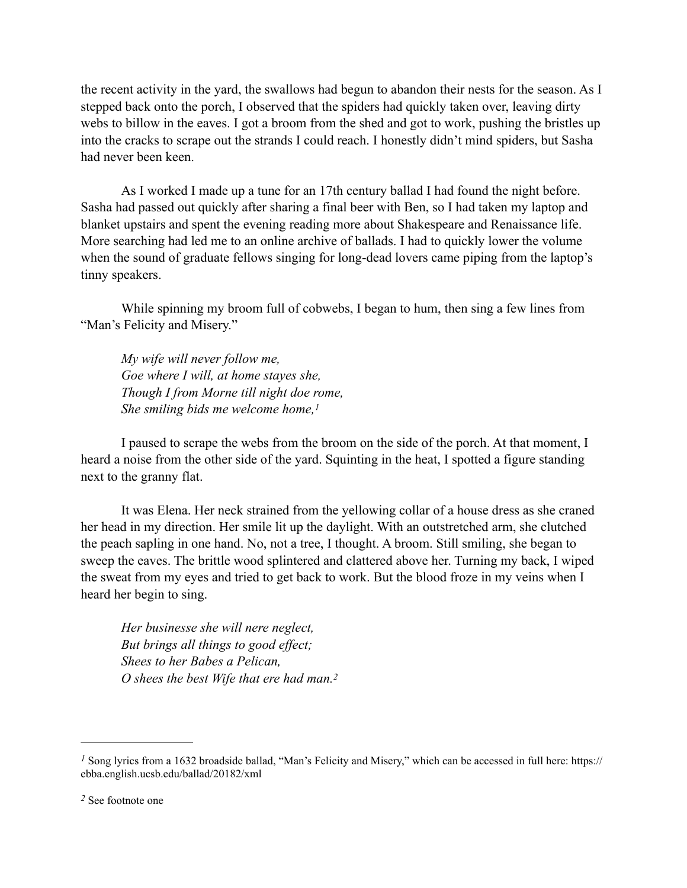the recent activity in the yard, the swallows had begun to abandon their nests for the season. As I stepped back onto the porch, I observed that the spiders had quickly taken over, leaving dirty webs to billow in the eaves. I got a broom from the shed and got to work, pushing the bristles up into the cracks to scrape out the strands I could reach. I honestly didn't mind spiders, but Sasha had never been keen.

As I worked I made up a tune for an 17th century ballad I had found the night before. Sasha had passed out quickly after sharing a final beer with Ben, so I had taken my laptop and blanket upstairs and spent the evening reading more about Shakespeare and Renaissance life. More searching had led me to an online archive of ballads. I had to quickly lower the volume when the sound of graduate fellows singing for long-dead lovers came piping from the laptop's tinny speakers.

While spinning my broom full of cobwebs, I began to hum, then sing a few lines from "Man's Felicity and Misery."

> *My wife will never follow me,*
> *Goe where I will, at home stayes she,*
> *Though I from Morne till night doe rome,*
> *She smiling bids me welcome home,*[1]

I paused to scrape the webs from the broom on the side of the porch. At that moment, I heard a noise from the other side of the yard. Squinting in the heat, I spotted a figure standing next to the granny flat.

It was Elena. Her neck strained from the yellowing collar of a house dress as she craned her head in my direction. Her smile lit up the daylight. With an outstretched arm, she clutched the peach sapling in one hand. No, not a tree, I thought. A broom. Still smiling, she began to sweep the eaves. The brittle wood splintered and clattered above her. Turning my back, I wiped the sweat from my eyes and tried to get back to work. But the blood froze in my veins when I heard her begin to sing.

> *Her businesse she will nere neglect,*
> *But brings all things to good effect;*
> *Shees to her Babes a Pelican,*
> *O shees the best Wife that ere had man.*[2]

---

[1] Song lyrics from a 1632 broadside ballad, "Man's Felicity and Misery," which can be accessed in full here: https://ebba.english.ucsb.edu/ballad/20182/xml

[2] See footnote one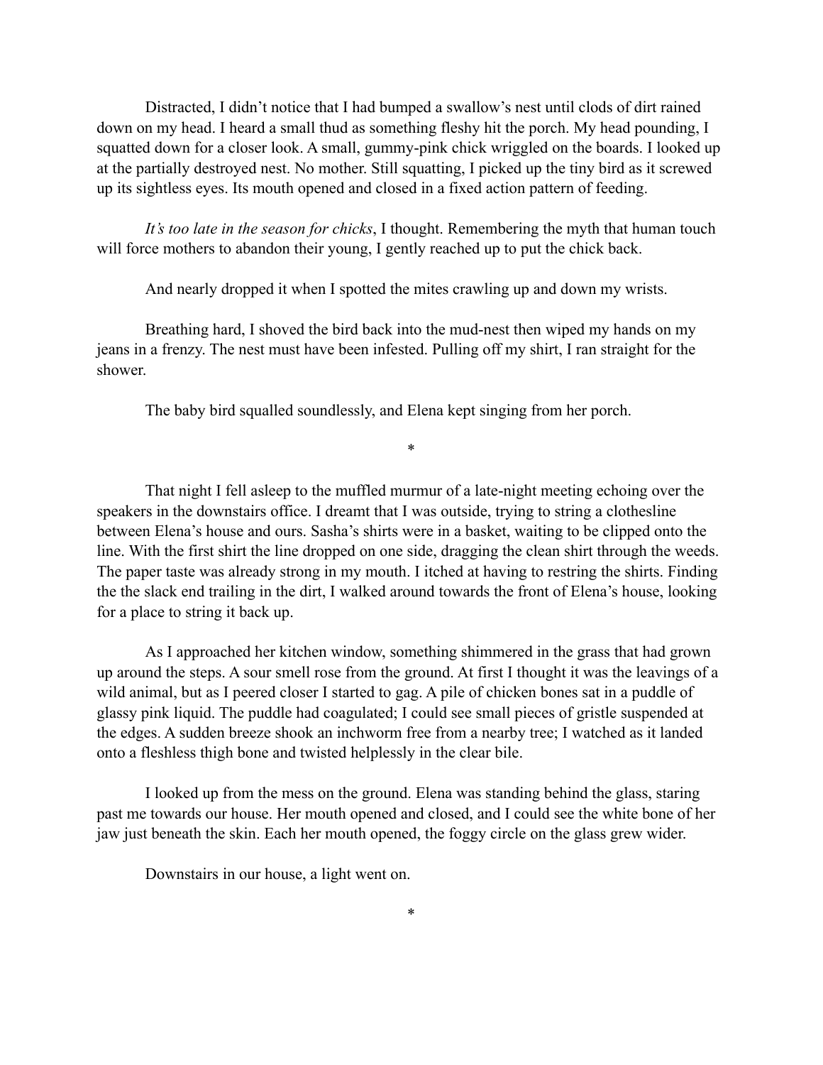Distracted, I didn't notice that I had bumped a swallow's nest until clods of dirt rained down on my head. I heard a small thud as something fleshy hit the porch. My head pounding, I squatted down for a closer look. A small, gummy-pink chick wriggled on the boards. I looked up at the partially destroyed nest. No mother. Still squatting, I picked up the tiny bird as it screwed up its sightless eyes. Its mouth opened and closed in a fixed action pattern of feeding.

*It's too late in the season for chicks*, I thought. Remembering the myth that human touch will force mothers to abandon their young, I gently reached up to put the chick back.

And nearly dropped it when I spotted the mites crawling up and down my wrists.

Breathing hard, I shoved the bird back into the mud-nest then wiped my hands on my jeans in a frenzy. The nest must have been infested. Pulling off my shirt, I ran straight for the shower.

The baby bird squalled soundlessly, and Elena kept singing from her porch.

*

That night I fell asleep to the muffled murmur of a late-night meeting echoing over the speakers in the downstairs office. I dreamt that I was outside, trying to string a clothesline between Elena's house and ours. Sasha's shirts were in a basket, waiting to be clipped onto the line. With the first shirt the line dropped on one side, dragging the clean shirt through the weeds. The paper taste was already strong in my mouth. I itched at having to restring the shirts. Finding the the slack end trailing in the dirt, I walked around towards the front of Elena's house, looking for a place to string it back up.

As I approached her kitchen window, something shimmered in the grass that had grown up around the steps. A sour smell rose from the ground. At first I thought it was the leavings of a wild animal, but as I peered closer I started to gag. A pile of chicken bones sat in a puddle of glassy pink liquid. The puddle had coagulated; I could see small pieces of gristle suspended at the edges. A sudden breeze shook an inchworm free from a nearby tree; I watched as it landed onto a fleshless thigh bone and twisted helplessly in the clear bile.

I looked up from the mess on the ground. Elena was standing behind the glass, staring past me towards our house. Her mouth opened and closed, and I could see the white bone of her jaw just beneath the skin. Each her mouth opened, the foggy circle on the glass grew wider.

Downstairs in our house, a light went on.

*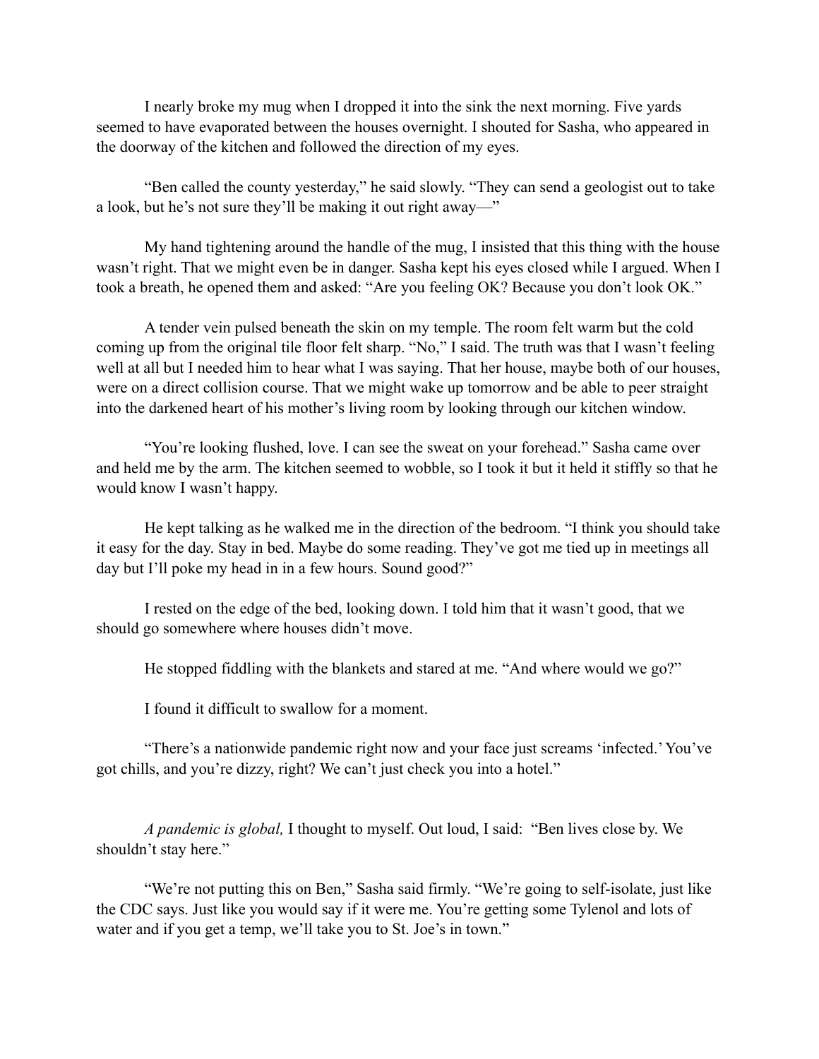I nearly broke my mug when I dropped it into the sink the next morning. Five yards seemed to have evaporated between the houses overnight. I shouted for Sasha, who appeared in the doorway of the kitchen and followed the direction of my eyes.

"Ben called the county yesterday," he said slowly. "They can send a geologist out to take a look, but he's not sure they'll be making it out right away—"

My hand tightening around the handle of the mug, I insisted that this thing with the house wasn't right. That we might even be in danger. Sasha kept his eyes closed while I argued. When I took a breath, he opened them and asked: "Are you feeling OK? Because you don't look OK."

A tender vein pulsed beneath the skin on my temple. The room felt warm but the cold coming up from the original tile floor felt sharp. "No," I said. The truth was that I wasn't feeling well at all but I needed him to hear what I was saying. That her house, maybe both of our houses, were on a direct collision course. That we might wake up tomorrow and be able to peer straight into the darkened heart of his mother's living room by looking through our kitchen window.

"You're looking flushed, love. I can see the sweat on your forehead." Sasha came over and held me by the arm. The kitchen seemed to wobble, so I took it but it held it stiffly so that he would know I wasn't happy.

He kept talking as he walked me in the direction of the bedroom. "I think you should take it easy for the day. Stay in bed. Maybe do some reading. They've got me tied up in meetings all day but I'll poke my head in in a few hours. Sound good?"

I rested on the edge of the bed, looking down. I told him that it wasn't good, that we should go somewhere where houses didn't move.

He stopped fiddling with the blankets and stared at me. "And where would we go?"

I found it difficult to swallow for a moment.

"There's a nationwide pandemic right now and your face just screams 'infected.' You've got chills, and you're dizzy, right? We can't just check you into a hotel."

*A pandemic is global,* I thought to myself. Out loud, I said: "Ben lives close by. We shouldn't stay here."

"We're not putting this on Ben," Sasha said firmly. "We're going to self-isolate, just like the CDC says. Just like you would say if it were me. You're getting some Tylenol and lots of water and if you get a temp, we'll take you to St. Joe's in town."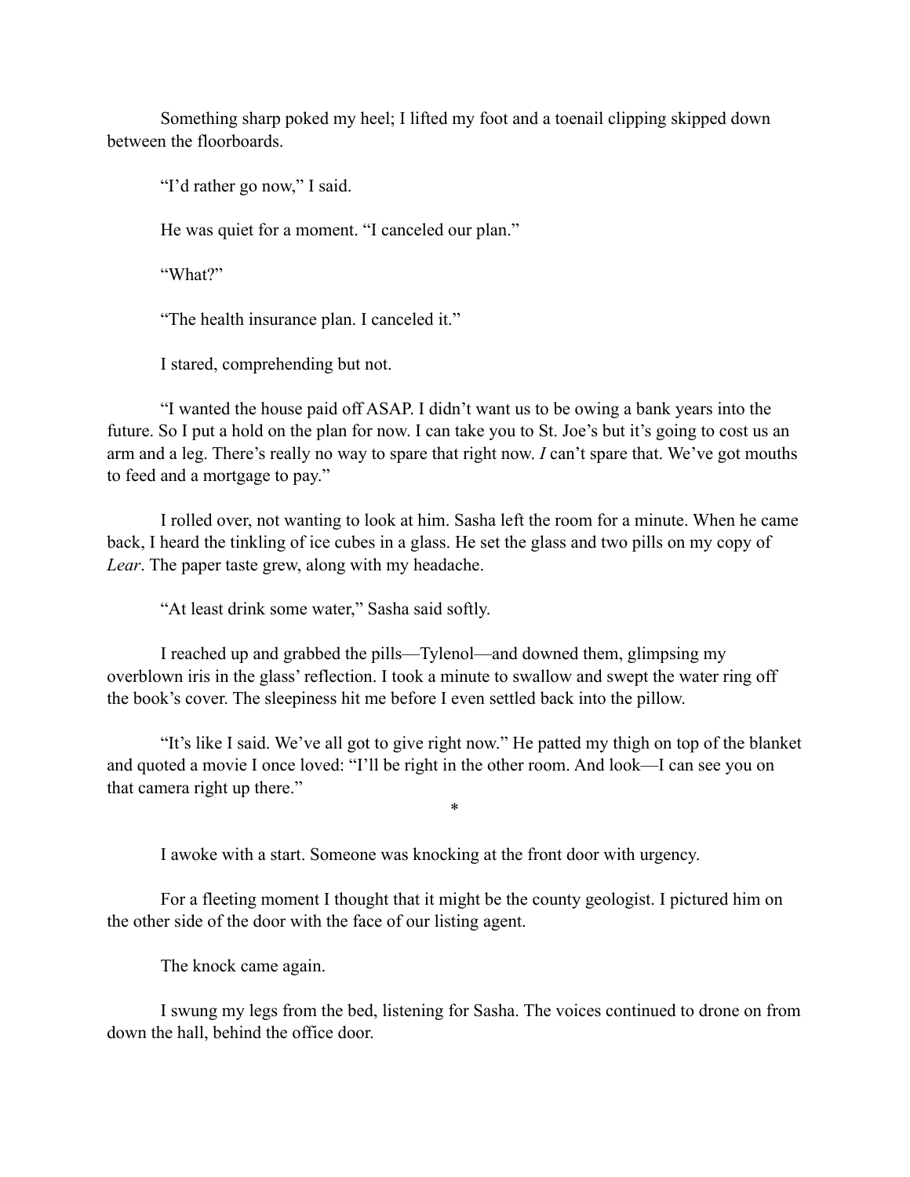Something sharp poked my heel; I lifted my foot and a toenail clipping skipped down between the floorboards.

"I'd rather go now," I said.

He was quiet for a moment. "I canceled our plan."

"What?"

"The health insurance plan. I canceled it."

I stared, comprehending but not.

"I wanted the house paid off ASAP. I didn't want us to be owing a bank years into the future. So I put a hold on the plan for now. I can take you to St. Joe's but it's going to cost us an arm and a leg. There's really no way to spare that right now. *I* can't spare that. We've got mouths to feed and a mortgage to pay."

I rolled over, not wanting to look at him. Sasha left the room for a minute. When he came back, I heard the tinkling of ice cubes in a glass. He set the glass and two pills on my copy of *Lear*. The paper taste grew, along with my headache.

"At least drink some water," Sasha said softly.

I reached up and grabbed the pills—Tylenol—and downed them, glimpsing my overblown iris in the glass' reflection. I took a minute to swallow and swept the water ring off the book's cover. The sleepiness hit me before I even settled back into the pillow.

"It's like I said. We've all got to give right now." He patted my thigh on top of the blanket and quoted a movie I once loved: "I'll be right in the other room. And look—I can see you on that camera right up there."

*

I awoke with a start. Someone was knocking at the front door with urgency.

For a fleeting moment I thought that it might be the county geologist. I pictured him on the other side of the door with the face of our listing agent.

The knock came again.

I swung my legs from the bed, listening for Sasha. The voices continued to drone on from down the hall, behind the office door.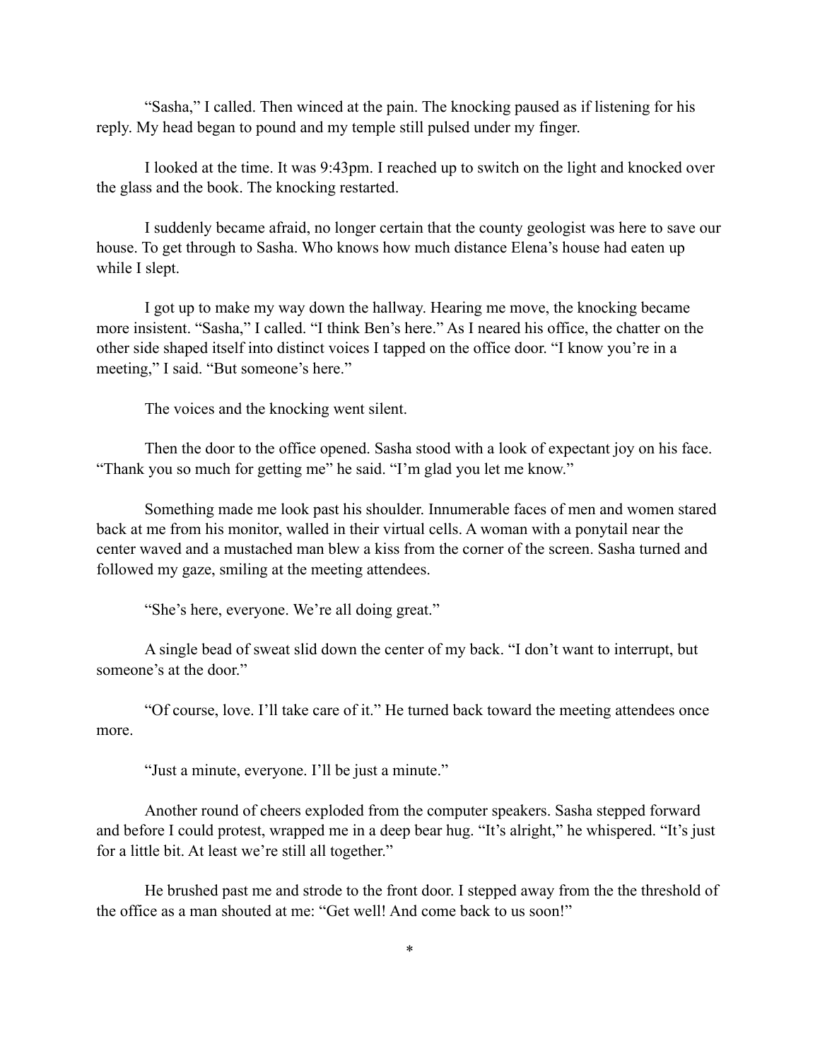"Sasha," I called. Then winced at the pain. The knocking paused as if listening for his reply. My head began to pound and my temple still pulsed under my finger.

I looked at the time. It was 9:43pm. I reached up to switch on the light and knocked over the glass and the book. The knocking restarted.

I suddenly became afraid, no longer certain that the county geologist was here to save our house. To get through to Sasha. Who knows how much distance Elena's house had eaten up while I slept.

I got up to make my way down the hallway. Hearing me move, the knocking became more insistent. "Sasha," I called. "I think Ben's here." As I neared his office, the chatter on the other side shaped itself into distinct voices I tapped on the office door. "I know you're in a meeting," I said. "But someone's here."

The voices and the knocking went silent.

Then the door to the office opened. Sasha stood with a look of expectant joy on his face. "Thank you so much for getting me" he said. "I'm glad you let me know."

Something made me look past his shoulder. Innumerable faces of men and women stared back at me from his monitor, walled in their virtual cells. A woman with a ponytail near the center waved and a mustached man blew a kiss from the corner of the screen. Sasha turned and followed my gaze, smiling at the meeting attendees.

"She's here, everyone. We're all doing great."

A single bead of sweat slid down the center of my back. "I don't want to interrupt, but someone's at the door."

"Of course, love. I'll take care of it." He turned back toward the meeting attendees once more.

"Just a minute, everyone. I'll be just a minute."

Another round of cheers exploded from the computer speakers. Sasha stepped forward and before I could protest, wrapped me in a deep bear hug. "It's alright," he whispered. "It's just for a little bit. At least we're still all together."

He brushed past me and strode to the front door. I stepped away from the the threshold of the office as a man shouted at me: "Get well! And come back to us soon!"

*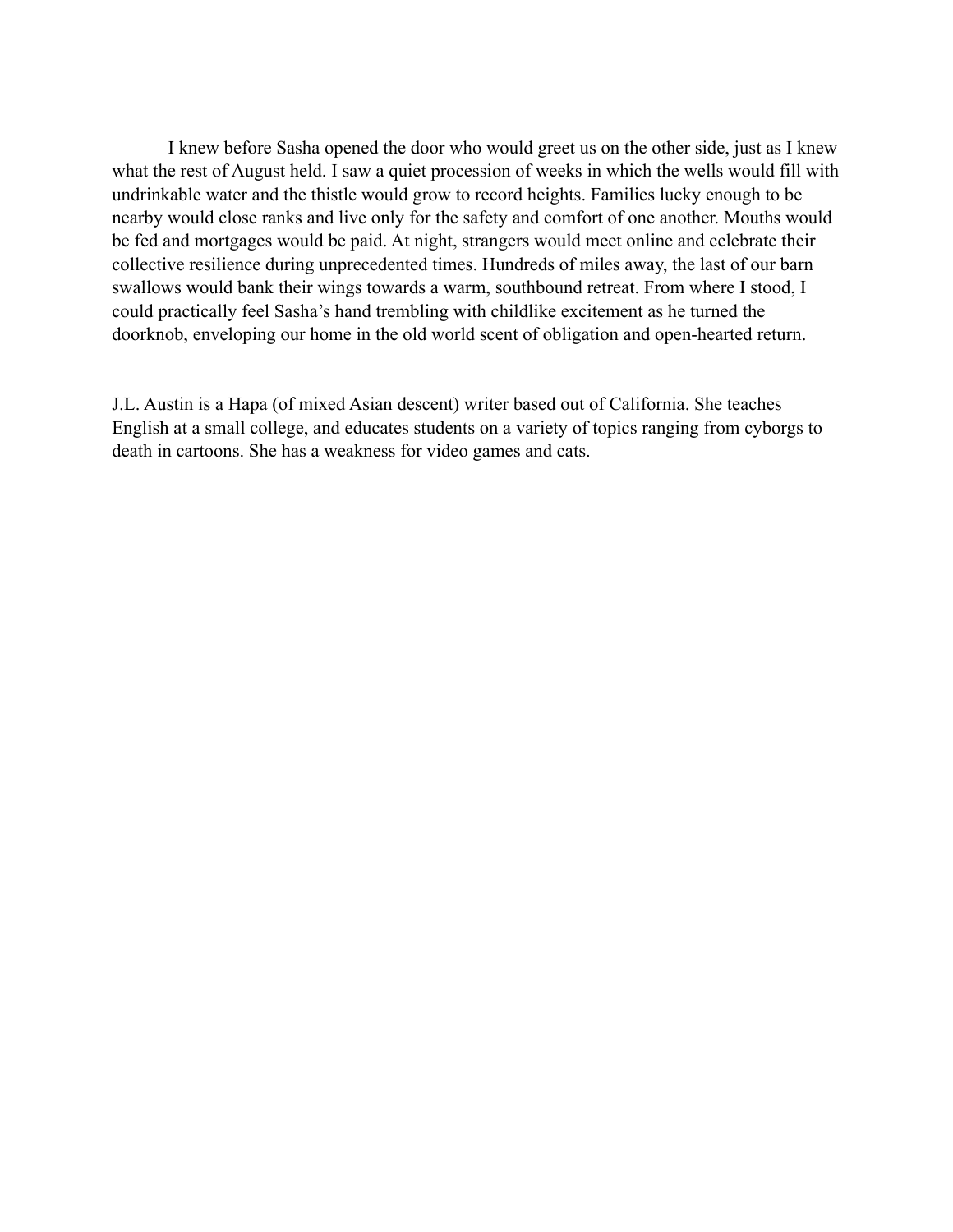I knew before Sasha opened the door who would greet us on the other side, just as I knew what the rest of August held. I saw a quiet procession of weeks in which the wells would fill with undrinkable water and the thistle would grow to record heights. Families lucky enough to be nearby would close ranks and live only for the safety and comfort of one another. Mouths would be fed and mortgages would be paid. At night, strangers would meet online and celebrate their collective resilience during unprecedented times. Hundreds of miles away, the last of our barn swallows would bank their wings towards a warm, southbound retreat. From where I stood, I could practically feel Sasha's hand trembling with childlike excitement as he turned the doorknob, enveloping our home in the old world scent of obligation and open-hearted return.

J.L. Austin is a Hapa (of mixed Asian descent) writer based out of California. She teaches English at a small college, and educates students on a variety of topics ranging from cyborgs to death in cartoons. She has a weakness for video games and cats.